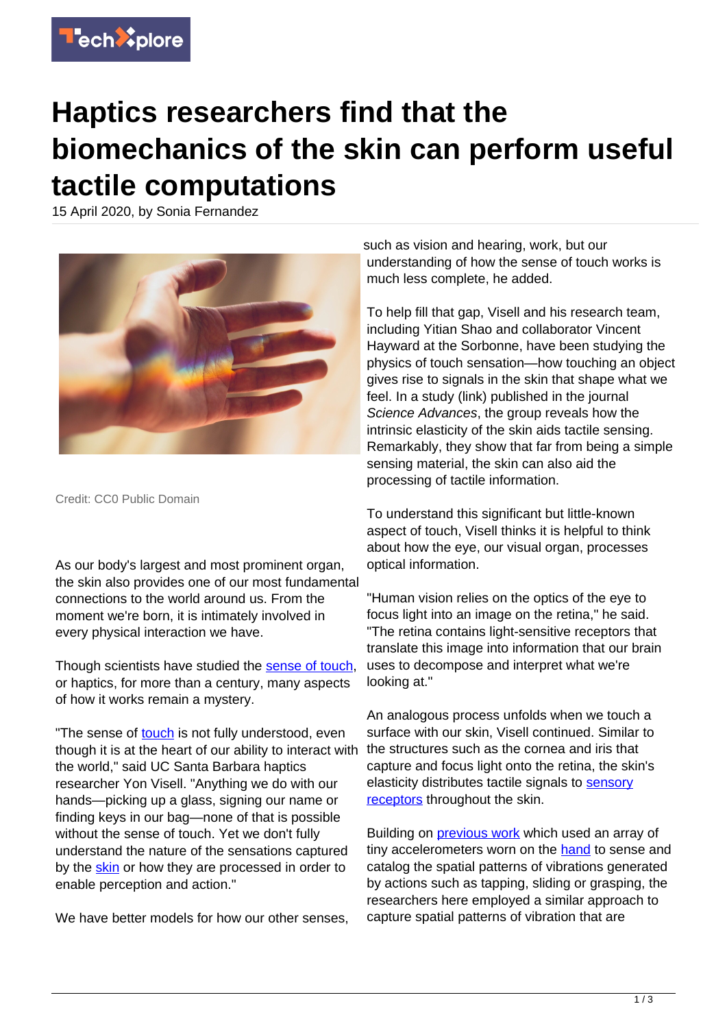# Haptics researchers find that the biomechanics of the skin can perform useful tactile computations

15 April 2020, by Sonia Fernandez

Credit: CC0 Public Domain

As our body's largest and most prominent organ, the skin also provides one of our most fundamental connections to the world around us. From the moment we're born, it is intimately involved in every physical interaction we have.

Though scientists have studied the sense of touch, or haptics, for more than a century, many aspects of how it works remain a mystery.

"The sense of touch is not fully understood, even though it is at the heart of our ability to interact with the world," said UC Santa Barbara haptics researcher Yon Visell. "Anything we do with our hands—picking up a glass, signing our name or finding keys in our bag—none of that is possible without the sense of touch. Yet we don't fully understand the nature of the sensations captured by the skin or how they are processed in order to enable perception and action."

We have better models for how our other senses, such as vision and hearing, work, but our understanding of how the sense of touch works is much less complete, he added.

To help fill that gap, Visell and his research team, including Yitian Shao and collaborator Vincent Hayward at the Sorbonne, have been studying the physics of touch sensation—how touching an object gives rise to signals in the skin that shape what we feel. In a study (link) published in the journal *Science Advances*, the group reveals how the intrinsic elasticity of the skin aids tactile sensing. Remarkably, they show that far from being a simple sensing material, the skin can also aid the processing of tactile information.

To understand this significant but little-known aspect of touch, Visell thinks it is helpful to think about how the eye, our visual organ, processes optical information.

"Human vision relies on the optics of the eye to focus light into an image on the retina," he said. "The retina contains light-sensitive receptors that translate this image into information that our brain uses to decompose and interpret what we're looking at."

An analogous process unfolds when we touch a surface with our skin, Visell continued. Similar to the structures such as the cornea and iris that capture and focus light onto the retina, the skin's elasticity distributes tactile signals to sensory receptors throughout the skin.

Building on previous work which used an array of tiny accelerometers worn on the hand to sense and catalog the spatial patterns of vibrations generated by actions such as tapping, sliding or grasping, the researchers here employed a similar approach to capture spatial patterns of vibration that are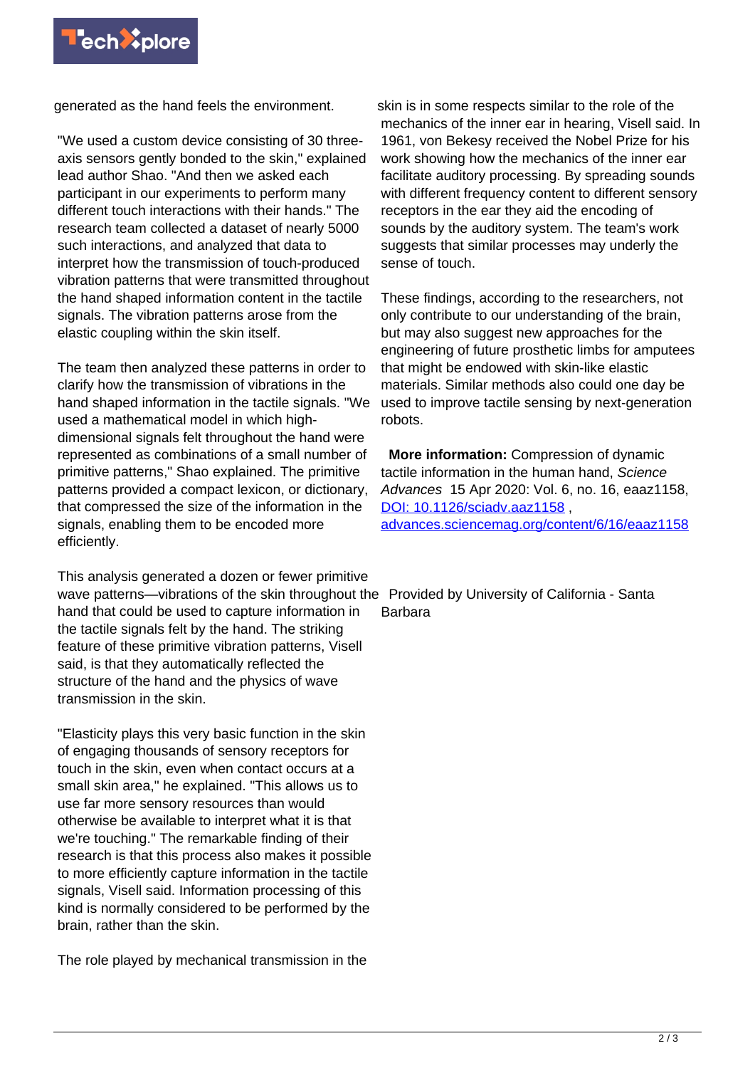generated as the hand feels the environment.

"We used a custom device consisting of 30 three-axis sensors gently bonded to the skin," explained lead author Shao. "And then we asked each participant in our experiments to perform many different touch interactions with their hands." The research team collected a dataset of nearly 5000 such interactions, and analyzed that data to interpret how the transmission of touch-produced vibration patterns that were transmitted throughout the hand shaped information content in the tactile signals. The vibration patterns arose from the elastic coupling within the skin itself.

The team then analyzed these patterns in order to clarify how the transmission of vibrations in the hand shaped information in the tactile signals. "We used a mathematical model in which high-dimensional signals felt throughout the hand were represented as combinations of a small number of primitive patterns," Shao explained. The primitive patterns provided a compact lexicon, or dictionary, that compressed the size of the information in the signals, enabling them to be encoded more efficiently.

This analysis generated a dozen or fewer primitive wave patterns—vibrations of the skin throughout the hand that could be used to capture information in the tactile signals felt by the hand. The striking feature of these primitive vibration patterns, Visell said, is that they automatically reflected the structure of the hand and the physics of wave transmission in the skin.

"Elasticity plays this very basic function in the skin of engaging thousands of sensory receptors for touch in the skin, even when contact occurs at a small skin area," he explained. "This allows us to use far more sensory resources than would otherwise be available to interpret what it is that we're touching." The remarkable finding of their research is that this process also makes it possible to more efficiently capture information in the tactile signals, Visell said. Information processing of this kind is normally considered to be performed by the brain, rather than the skin.

The role played by mechanical transmission in the skin is in some respects similar to the role of the mechanics of the inner ear in hearing, Visell said. In 1961, von Bekesy received the Nobel Prize for his work showing how the mechanics of the inner ear facilitate auditory processing. By spreading sounds with different frequency content to different sensory receptors in the ear they aid the encoding of sounds by the auditory system. The team's work suggests that similar processes may underly the sense of touch.

These findings, according to the researchers, not only contribute to our understanding of the brain, but may also suggest new approaches for the engineering of future prosthetic limbs for amputees that might be endowed with skin-like elastic materials. Similar methods also could one day be used to improve tactile sensing by next-generation robots.

**More information:** Compression of dynamic tactile information in the human hand, *Science Advances* 15 Apr 2020: Vol. 6, no. 16, eaaz1158, DOI: 10.1126/sciadv.aaz1158 , advances.sciencemag.org/content/6/16/eaaz1158

Provided by University of California - Santa Barbara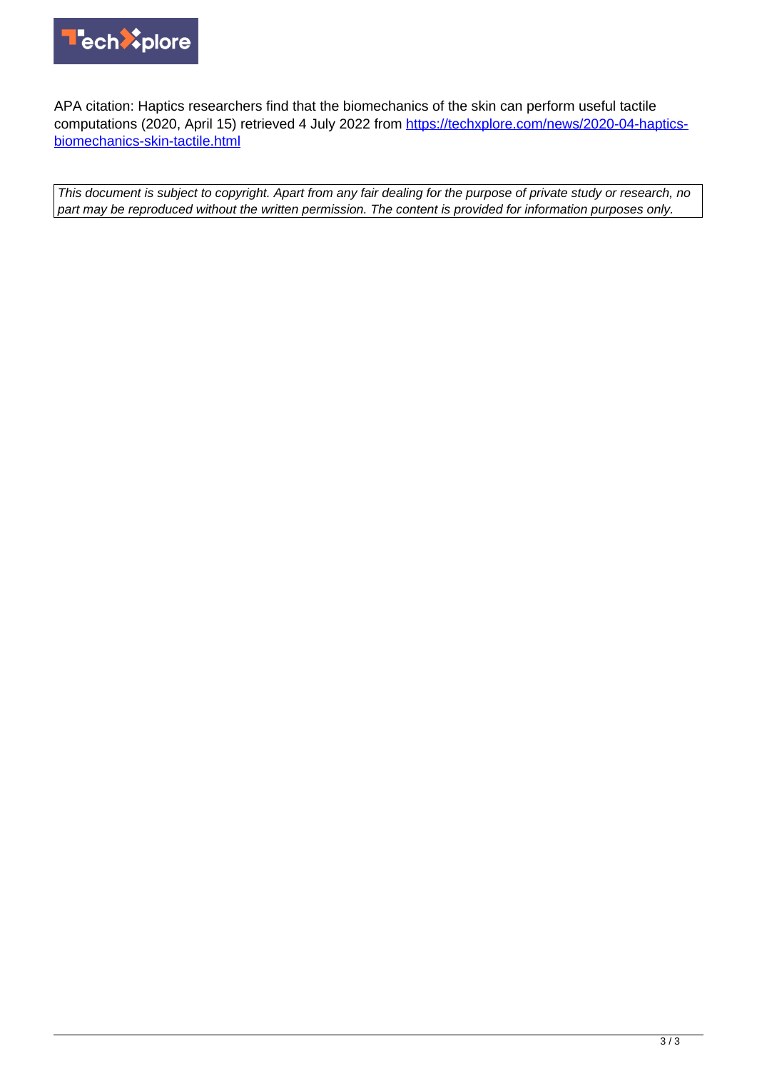APA citation: Haptics researchers find that the biomechanics of the skin can perform useful tactile computations (2020, April 15) retrieved 4 July 2022 from https://techxplore.com/news/2020-04-haptics-biomechanics-skin-tactile.html

*This document is subject to copyright. Apart from any fair dealing for the purpose of private study or research, no part may be reproduced without the written permission. The content is provided for information purposes only.*